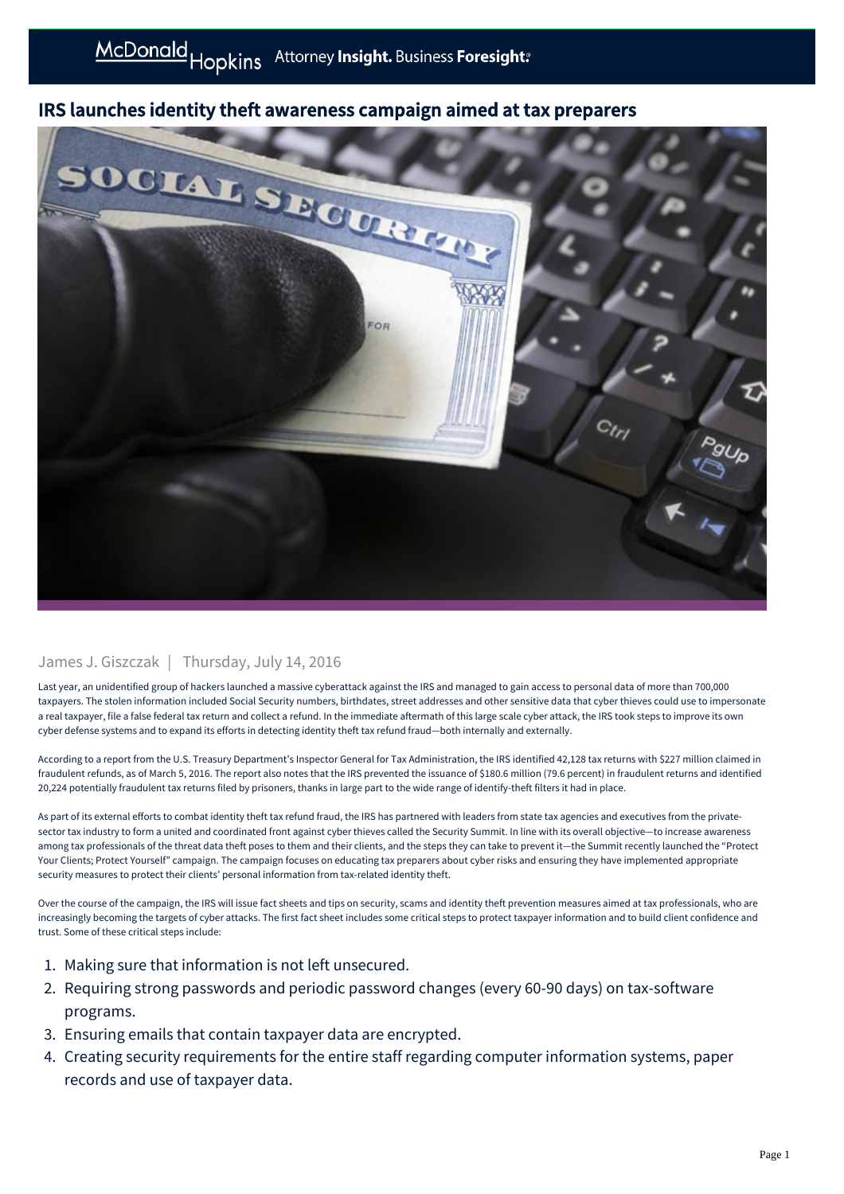# IRS launches identity theft awareness campaign aimed at tax preparers

James J. Giszczak | Thursday, July 14, 2016

Last year, an unidentified group of hackers launched a massive cyberattack against the IRS and managed to gain access to personal data of more than 700,000 taxpayers. The stolen information included Social Security numbers, birthdates, street addresses and other sensitive data that cyber thieves could use to impersonate a real taxpayer, file a false federal tax return and collect a refund. In the immediate aftermath of this large scale cyber attack, the IRS took steps to improve its own cyber defense systems and to expand its efforts in detecting identity theft tax refund fraud—both internally and externally.

According to a report from the U.S. Treasury Department's Inspector General for Tax Administration, the IRS identified 42,128 tax returns with $227 million claimed in fraudulent refunds, as of March 5, 2016. The report also notes that the IRS prevented the issuance of $180.6 million (79.6 percent) in fraudulent returns and identified 20,224 potentially fraudulent tax returns filed by prisoners, thanks in large part to the wide range of identify-theft filters it had in place.

As part of its external efforts to combat identity theft tax refund fraud, the IRS has partnered with leaders from state tax agencies and executives from the private-sector tax industry to form a united and coordinated front against cyber thieves called the Security Summit. In line with its overall objective—to increase awareness among tax professionals of the threat data theft poses to them and their clients, and the steps they can take to prevent it—the Summit recently launched the "Protect Your Clients; Protect Yourself" campaign. The campaign focuses on educating tax preparers about cyber risks and ensuring they have implemented appropriate security measures to protect their clients' personal information from tax-related identity theft.

Over the course of the campaign, the IRS will issue fact sheets and tips on security, scams and identity theft prevention measures aimed at tax professionals, who are increasingly becoming the targets of cyber attacks. The first fact sheet includes some critical steps to protect taxpayer information and to build client confidence and trust. Some of these critical steps include:

1. Making sure that information is not left unsecured.
2. Requiring strong passwords and periodic password changes (every 60-90 days) on tax-software programs.
3. Ensuring emails that contain taxpayer data are encrypted.
4. Creating security requirements for the entire staff regarding computer information systems, paper records and use of taxpayer data.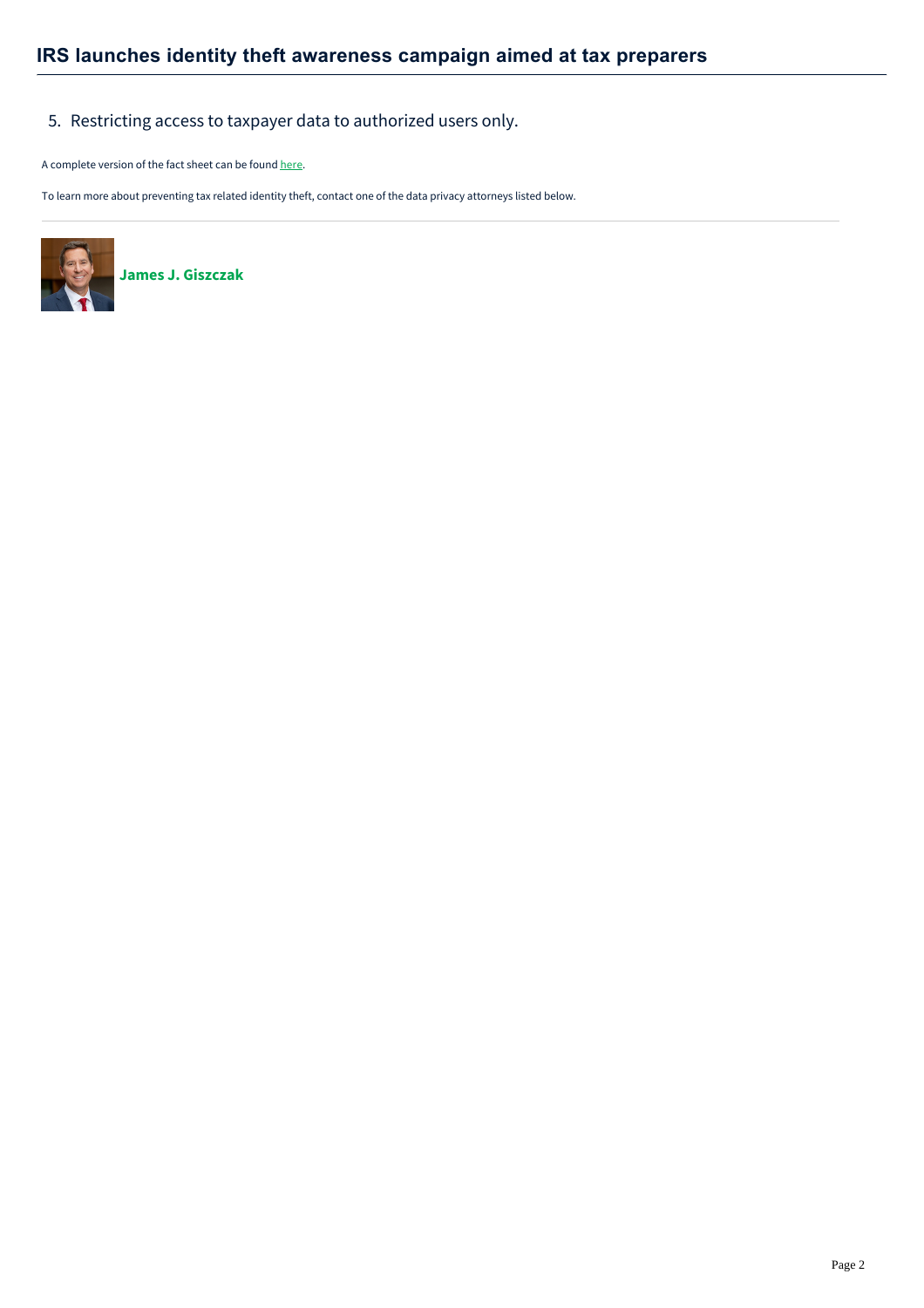5. Restricting access to taxpayer data to authorized users only.

A complete version of the fact sheet can be found here.

To learn more about preventing tax related identity theft, contact one of the data privacy attorneys listed below.

---

**James J. Giszczak**